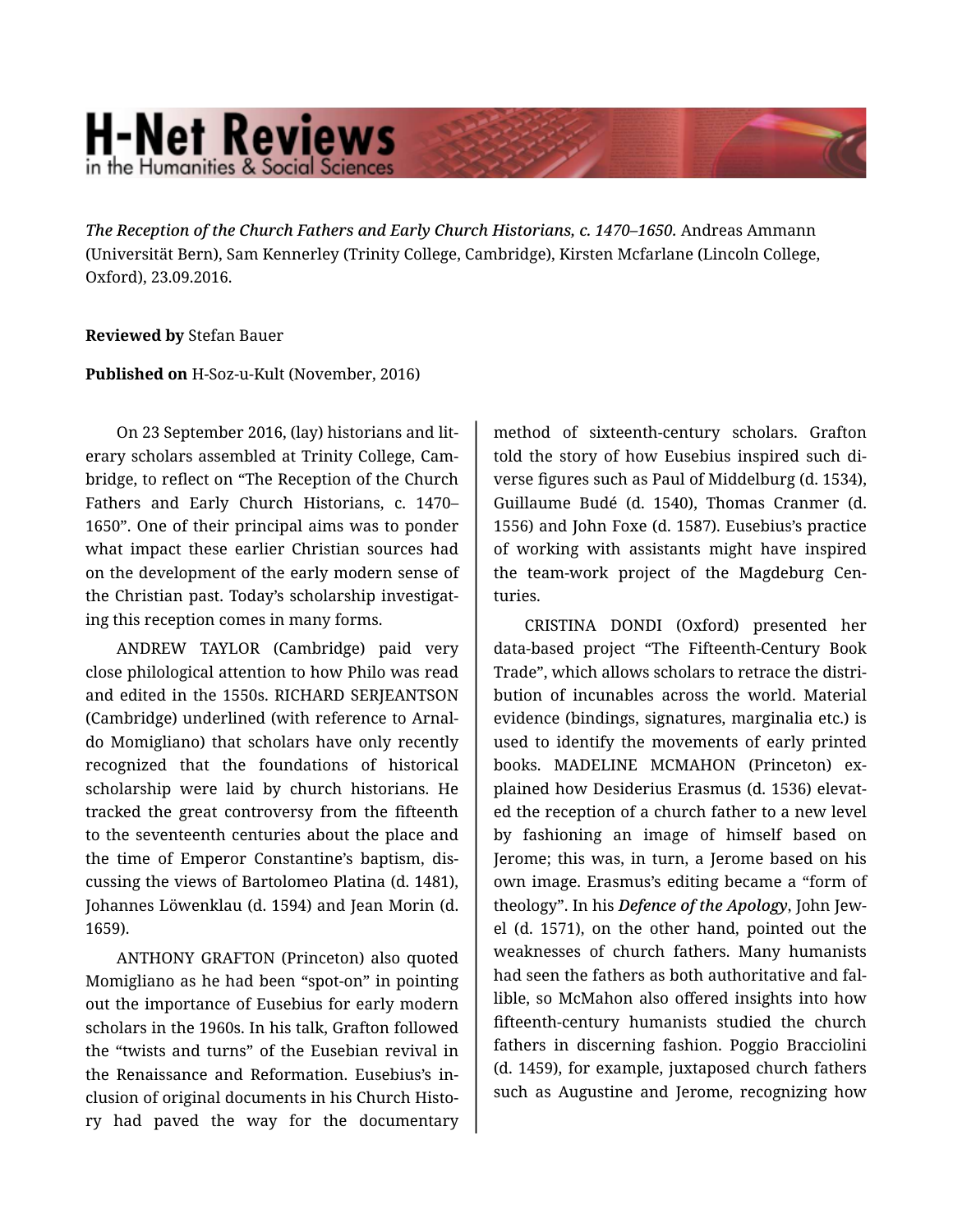*The Reception of the Church Fathers and Early Church Historians, c. 1470–1650*. Andreas Ammann (Universität Bern), Sam Kennerley (Trinity College, Cambridge), Kirsten Mcfarlane (Lincoln College, Oxford), 23.09.2016.

**Reviewed by** Stefan Bauer

**Published on** H-Soz-u-Kult (November, 2016)

On 23 September 2016, (lay) historians and literary scholars assembled at Trinity College, Cambridge, to reflect on "The Reception of the Church Fathers and Early Church Historians, c. 1470–1650". One of their principal aims was to ponder what impact these earlier Christian sources had on the development of the early modern sense of the Christian past. Today's scholarship investigating this reception comes in many forms.

ANDREW TAYLOR (Cambridge) paid very close philological attention to how Philo was read and edited in the 1550s. RICHARD SERJEANTSON (Cambridge) underlined (with reference to Arnaldo Momigliano) that scholars have only recently recognized that the foundations of historical scholarship were laid by church historians. He tracked the great controversy from the fifteenth to the seventeenth centuries about the place and the time of Emperor Constantine's baptism, discussing the views of Bartolomeo Platina (d. 1481), Johannes Löwenklau (d. 1594) and Jean Morin (d. 1659).

ANTHONY GRAFTON (Princeton) also quoted Momigliano as he had been "spot-on" in pointing out the importance of Eusebius for early modern scholars in the 1960s. In his talk, Grafton followed the "twists and turns" of the Eusebian revival in the Renaissance and Reformation. Eusebius's inclusion of original documents in his Church History had paved the way for the documentary method of sixteenth-century scholars. Grafton told the story of how Eusebius inspired such diverse figures such as Paul of Middelburg (d. 1534), Guillaume Budé (d. 1540), Thomas Cranmer (d. 1556) and John Foxe (d. 1587). Eusebius's practice of working with assistants might have inspired the team-work project of the Magdeburg Centuries.

CRISTINA DONDI (Oxford) presented her data-based project "The Fifteenth-Century Book Trade", which allows scholars to retrace the distribution of incunables across the world. Material evidence (bindings, signatures, marginalia etc.) is used to identify the movements of early printed books. MADELINE MCMAHON (Princeton) explained how Desiderius Erasmus (d. 1536) elevated the reception of a church father to a new level by fashioning an image of himself based on Jerome; this was, in turn, a Jerome based on his own image. Erasmus's editing became a "form of theology". In his ***Defence of the Apology***, John Jewel (d. 1571), on the other hand, pointed out the weaknesses of church fathers. Many humanists had seen the fathers as both authoritative and fallible, so McMahon also offered insights into how fifteenth-century humanists studied the church fathers in discerning fashion. Poggio Bracciolini (d. 1459), for example, juxtaposed church fathers such as Augustine and Jerome, recognizing how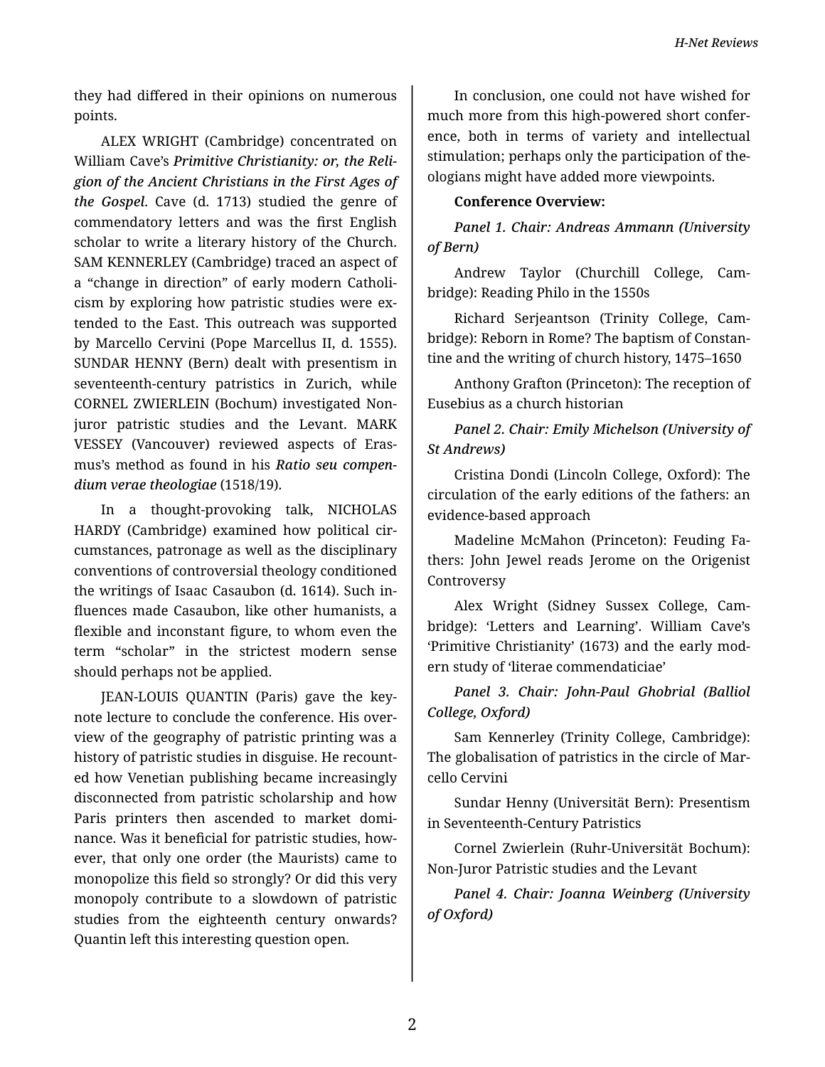they had differed in their opinions on numerous points.

ALEX WRIGHT (Cambridge) concentrated on William Cave's ***Primitive Christianity: or, the Religion of the Ancient Christians in the First Ages of the Gospel***. Cave (d. 1713) studied the genre of commendatory letters and was the first English scholar to write a literary history of the Church. SAM KENNERLEY (Cambridge) traced an aspect of a "change in direction" of early modern Catholicism by exploring how patristic studies were extended to the East. This outreach was supported by Marcello Cervini (Pope Marcellus II, d. 1555). SUNDAR HENNY (Bern) dealt with presentism in seventeenth-century patristics in Zurich, while CORNEL ZWIERLEIN (Bochum) investigated Nonjuror patristic studies and the Levant. MARK VESSEY (Vancouver) reviewed aspects of Erasmus's method as found in his ***Ratio seu compendium verae theologiae*** (1518/19).

In a thought-provoking talk, NICHOLAS HARDY (Cambridge) examined how political circumstances, patronage as well as the disciplinary conventions of controversial theology conditioned the writings of Isaac Casaubon (d. 1614). Such influences made Casaubon, like other humanists, a flexible and inconstant figure, to whom even the term "scholar" in the strictest modern sense should perhaps not be applied.

JEAN-LOUIS QUANTIN (Paris) gave the keynote lecture to conclude the conference. His overview of the geography of patristic printing was a history of patristic studies in disguise. He recounted how Venetian publishing became increasingly disconnected from patristic scholarship and how Paris printers then ascended to market dominance. Was it beneficial for patristic studies, however, that only one order (the Maurists) came to monopolize this field so strongly? Or did this very monopoly contribute to a slowdown of patristic studies from the eighteenth century onwards? Quantin left this interesting question open.

In conclusion, one could not have wished for much more from this high-powered short conference, both in terms of variety and intellectual stimulation; perhaps only the participation of theologians might have added more viewpoints.

**Conference Overview:**

*Panel 1. Chair: Andreas Ammann (University of Bern)*

Andrew Taylor (Churchill College, Cambridge): Reading Philo in the 1550s

Richard Serjeantson (Trinity College, Cambridge): Reborn in Rome? The baptism of Constantine and the writing of church history, 1475–1650

Anthony Grafton (Princeton): The reception of Eusebius as a church historian

*Panel 2. Chair: Emily Michelson (University of St Andrews)*

Cristina Dondi (Lincoln College, Oxford): The circulation of the early editions of the fathers: an evidence-based approach

Madeline McMahon (Princeton): Feuding Fathers: John Jewel reads Jerome on the Origenist Controversy

Alex Wright (Sidney Sussex College, Cambridge): 'Letters and Learning'. William Cave's 'Primitive Christianity' (1673) and the early modern study of 'literae commendaticiae'

*Panel 3. Chair: John-Paul Ghobrial (Balliol College, Oxford)*

Sam Kennerley (Trinity College, Cambridge): The globalisation of patristics in the circle of Marcello Cervini

Sundar Henny (Universität Bern): Presentism in Seventeenth-Century Patristics

Cornel Zwierlein (Ruhr-Universität Bochum): Non-Juror Patristic studies and the Levant

*Panel 4. Chair: Joanna Weinberg (University of Oxford)*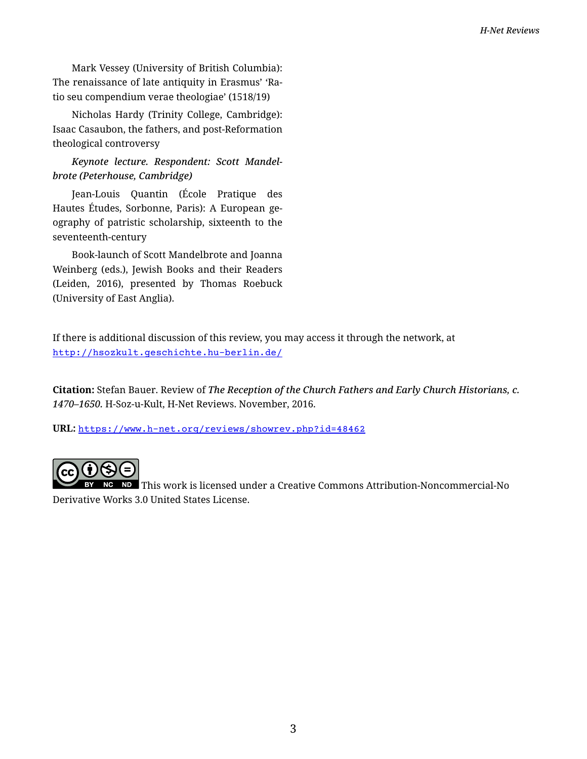Mark Vessey (University of British Columbia): The renaissance of late antiquity in Erasmus' 'Ratio seu compendium verae theologiae' (1518/19)

Nicholas Hardy (Trinity College, Cambridge): Isaac Casaubon, the fathers, and post-Reformation theological controversy

*Keynote lecture. Respondent: Scott Mandelbrote (Peterhouse, Cambridge)*

Jean-Louis Quantin (École Pratique des Hautes Études, Sorbonne, Paris): A European geography of patristic scholarship, sixteenth to the seventeenth-century

Book-launch of Scott Mandelbrote and Joanna Weinberg (eds.), Jewish Books and their Readers (Leiden, 2016), presented by Thomas Roebuck (University of East Anglia).

If there is additional discussion of this review, you may access it through the network, at http://hsozkult.geschichte.hu-berlin.de/

**Citation:** Stefan Bauer. Review of *The Reception of the Church Fathers and Early Church Historians, c. 1470–1650*. H-Soz-u-Kult, H-Net Reviews. November, 2016.

**URL:** https://www.h-net.org/reviews/showrev.php?id=48462

This work is licensed under a Creative Commons Attribution-Noncommercial-No Derivative Works 3.0 United States License.